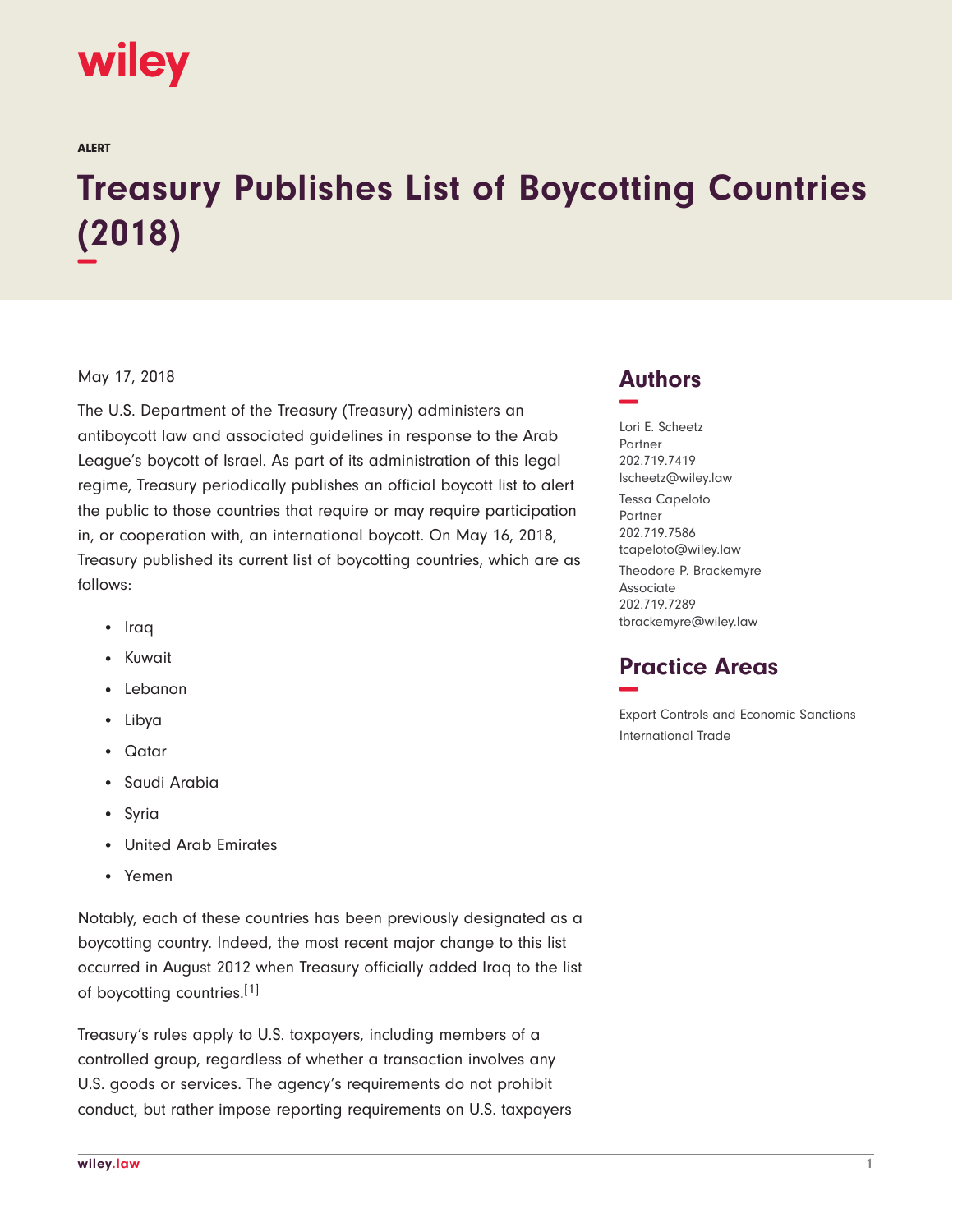ALERT

# Treasury Publishes List of Boycotting Countries (2018)

May 17, 2018

The U.S. Department of the Treasury (Treasury) administers an antiboycott law and associated guidelines in response to the Arab League's boycott of Israel. As part of its administration of this legal regime, Treasury periodically publishes an official boycott list to alert the public to those countries that require or may require participation in, or cooperation with, an international boycott. On May 16, 2018, Treasury published its current list of boycotting countries, which are as follows:

- Iraq
- Kuwait
- Lebanon
- Libya
- Qatar
- Saudi Arabia
- Syria
- United Arab Emirates
- Yemen

Notably, each of these countries has been previously designated as a boycotting country. Indeed, the most recent major change to this list occurred in August 2012 when Treasury officially added Iraq to the list of boycotting countries.[1]

Treasury's rules apply to U.S. taxpayers, including members of a controlled group, regardless of whether a transaction involves any U.S. goods or services. The agency's requirements do not prohibit conduct, but rather impose reporting requirements on U.S. taxpayers

## Authors

Lori E. Scheetz
Partner
202.719.7419
lscheetz@wiley.law

Tessa Capeloto
Partner
202.719.7586
tcapeloto@wiley.law

Theodore P. Brackemyre
Associate
202.719.7289
tbrackemyre@wiley.law

## Practice Areas

Export Controls and Economic Sanctions

International Trade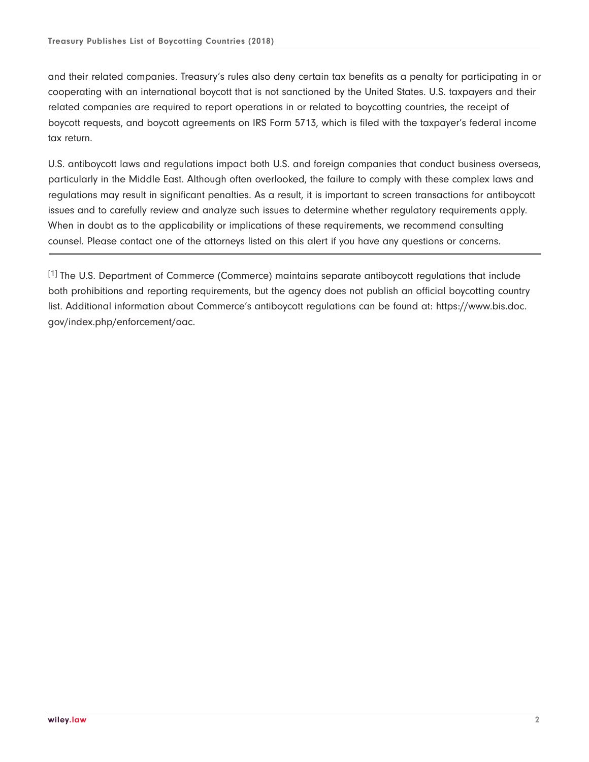and their related companies. Treasury's rules also deny certain tax benefits as a penalty for participating in or cooperating with an international boycott that is not sanctioned by the United States. U.S. taxpayers and their related companies are required to report operations in or related to boycotting countries, the receipt of boycott requests, and boycott agreements on IRS Form 5713, which is filed with the taxpayer's federal income tax return.

U.S. antiboycott laws and regulations impact both U.S. and foreign companies that conduct business overseas, particularly in the Middle East. Although often overlooked, the failure to comply with these complex laws and regulations may result in significant penalties. As a result, it is important to screen transactions for antiboycott issues and to carefully review and analyze such issues to determine whether regulatory requirements apply. When in doubt as to the applicability or implications of these requirements, we recommend consulting counsel. Please contact one of the attorneys listed on this alert if you have any questions or concerns.

---

[1] The U.S. Department of Commerce (Commerce) maintains separate antiboycott regulations that include both prohibitions and reporting requirements, but the agency does not publish an official boycotting country list. Additional information about Commerce's antiboycott regulations can be found at: https://www.bis.doc.gov/index.php/enforcement/oac.